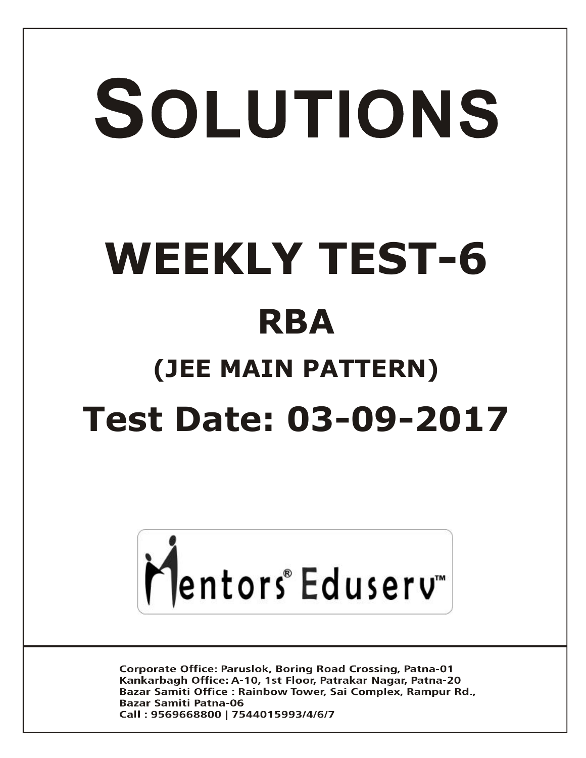# SOLUTIONS

# WEEKLY TEST-6

## RBA

## (JEE MAIN PATTERN)

## Test Date: 03-09-2017

Mentors® Eduserv™

Corporate Office: Paruslok, Boring Road Crossing, Patna-01
Kankarbagh Office: A-10, 1st Floor, Patrakar Nagar, Patna-20
Bazar Samiti Office : Rainbow Tower, Sai Complex, Rampur Rd., Bazar Samiti Patna-06
Call : 9569668800 | 7544015993/4/6/7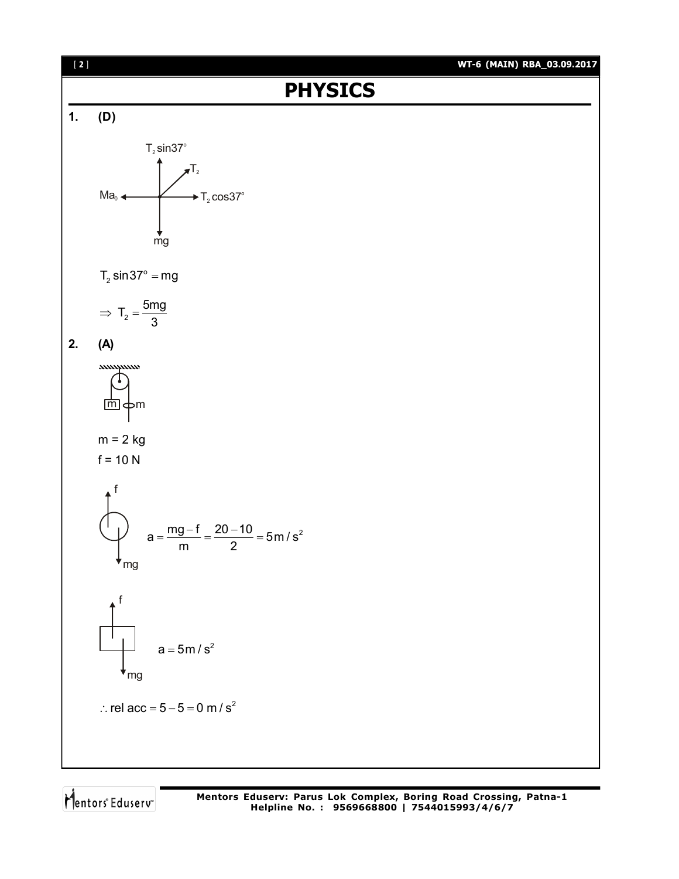# PHYSICS

**1. (D)**

$T_2 \sin 37^\circ$

$T_2$

$Ma_0$ $T_2 \cos 37^\circ$

mg

$$T_2 \sin 37^\circ = mg$$

$$\Rightarrow T_2 = \frac{5mg}{3}$$

**2. (A)**

m m

m = 2 kg

f = 10 N

f

$$a = \frac{mg - f}{m} = \frac{20 - 10}{2} = 5\,m/s^2$$

mg

f

$$a = 5\,m/s^2$$

mg

$$\therefore \text{rel acc} = 5 - 5 = 0\ m/s^2$$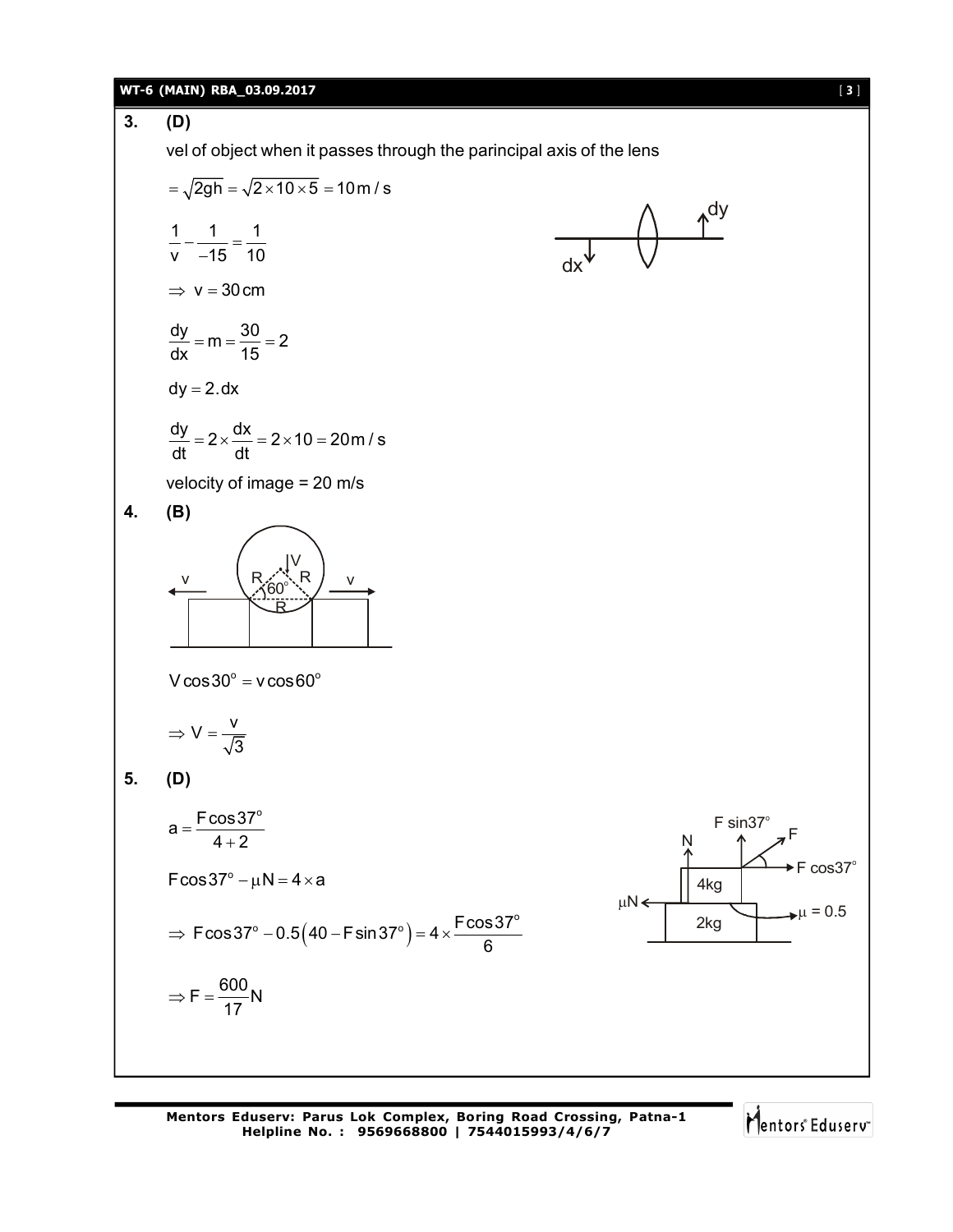**3. (D)**

vel of object when it passes through the parincipal axis of the lens

$$= \sqrt{2gh} = \sqrt{2 \times 10 \times 5} = 10\,m/s$$

$$\frac{1}{v} - \frac{1}{-15} = \frac{1}{10}$$

$$\Rightarrow v = 30\,cm$$

$$\frac{dy}{dx} = m = \frac{30}{15} = 2$$

$$dy = 2.dx$$

$$\frac{dy}{dt} = 2 \times \frac{dx}{dt} = 2 \times 10 = 20\,m/s$$

velocity of image = 20 m/s

**4. (B)**

$$V\cos 30^\circ = v\cos 60^\circ$$

$$\Rightarrow V = \frac{v}{\sqrt{3}}$$

**5. (D)**

$$a = \frac{F\cos 37^\circ}{4+2}$$

$$F\cos 37^\circ - \mu N = 4 \times a$$

$$\Rightarrow F\cos 37^\circ - 0.5\left(40 - F\sin 37^\circ\right) = 4 \times \frac{F\cos 37^\circ}{6}$$

$$\Rightarrow F = \frac{600}{17}N$$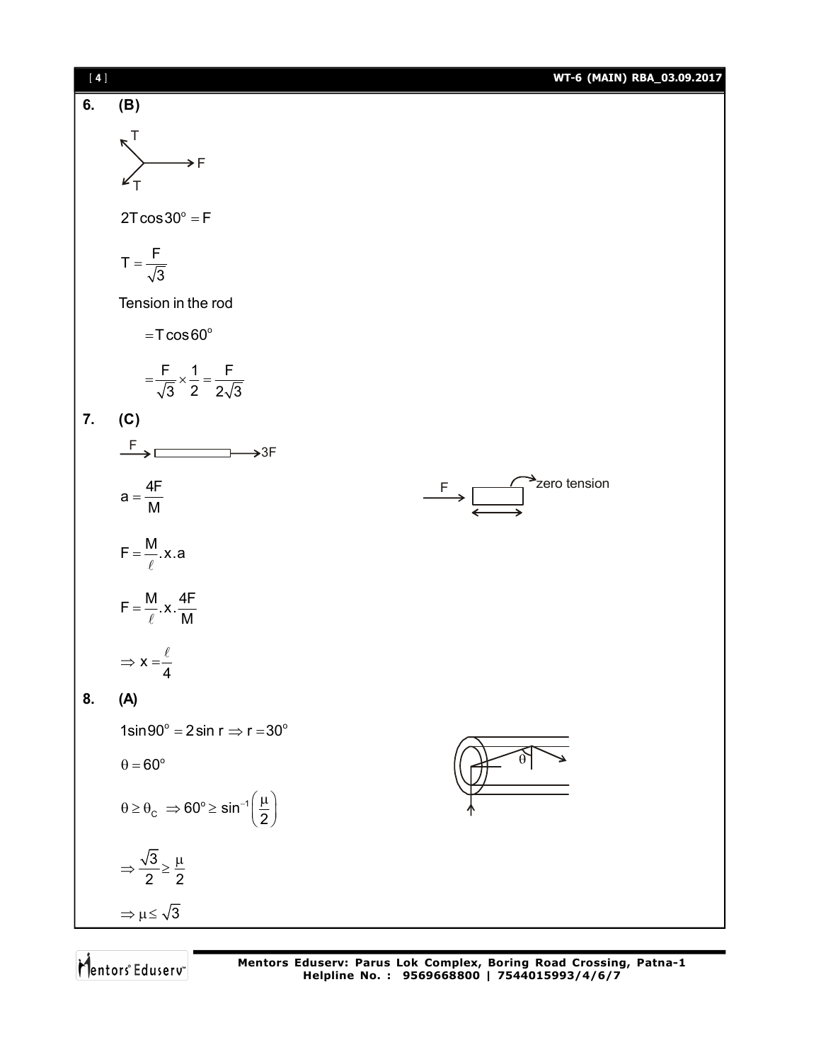**6. (B)**

$2T\cos 30^\circ = F$

$T = \frac{F}{\sqrt{3}}$

Tension in the rod

$= T\cos 60^\circ$

$= \frac{F}{\sqrt{3}} \times \frac{1}{2} = \frac{F}{2\sqrt{3}}$

**7. (C)**

$a = \frac{4F}{M}$

$F = \frac{M}{\ell}.x.a$

$F = \frac{M}{\ell}.x.\frac{4F}{M}$

$\Rightarrow x = \frac{\ell}{4}$

zero tension

**8. (A)**

$1\sin 90^\circ = 2\sin r \Rightarrow r = 30^\circ$

$\theta = 60^\circ$

$\theta \geq \theta_C \Rightarrow 60^\circ \geq \sin^{-1}\left(\frac{\mu}{2}\right)$

$\Rightarrow \frac{\sqrt{3}}{2} \geq \frac{\mu}{2}$

$\Rightarrow \mu \leq \sqrt{3}$

Mentors Eduserv: Parus Lok Complex, Boring Road Crossing, Patna-1
Helpline No. : 9569668800 | 7544015993/4/6/7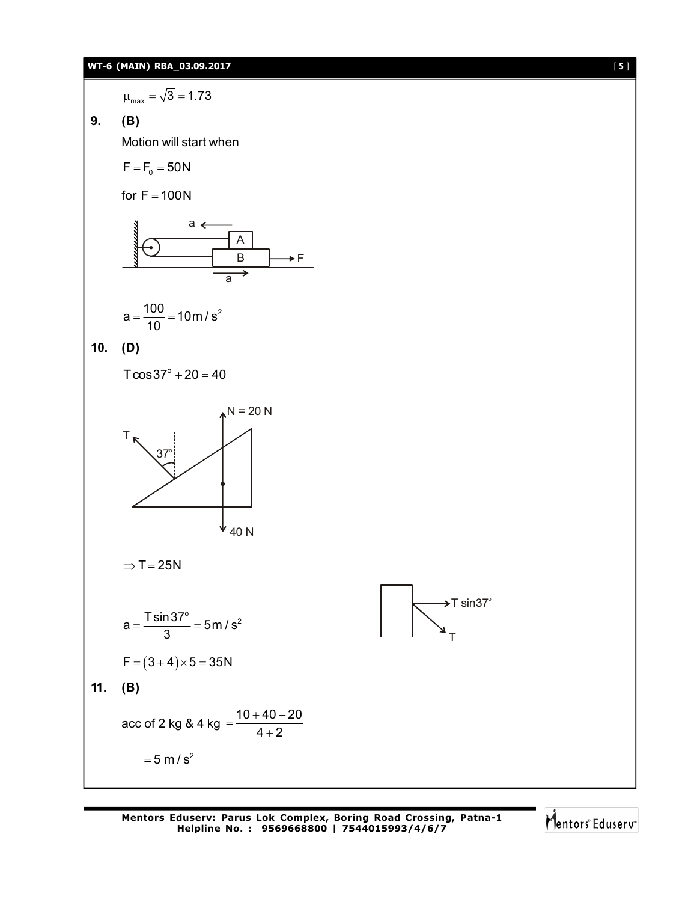$$\mu_{max} = \sqrt{3} = 1.73$$

**9.** **(B)**

Motion will start when

$F = F_0 = 50N$

for $F = 100N$

$$a = \frac{100}{10} = 10 m/s^2$$

**10.** **(D)**

$T\cos 37^\circ + 20 = 40$

$\Rightarrow T = 25N$

$$a = \frac{T\sin 37^\circ}{3} = 5 m/s^2$$

$F = (3+4) \times 5 = 35N$

**11.** **(B)**

acc of 2 kg & 4 kg $= \dfrac{10+40-20}{4+2}$

$= 5 \text{ m/s}^2$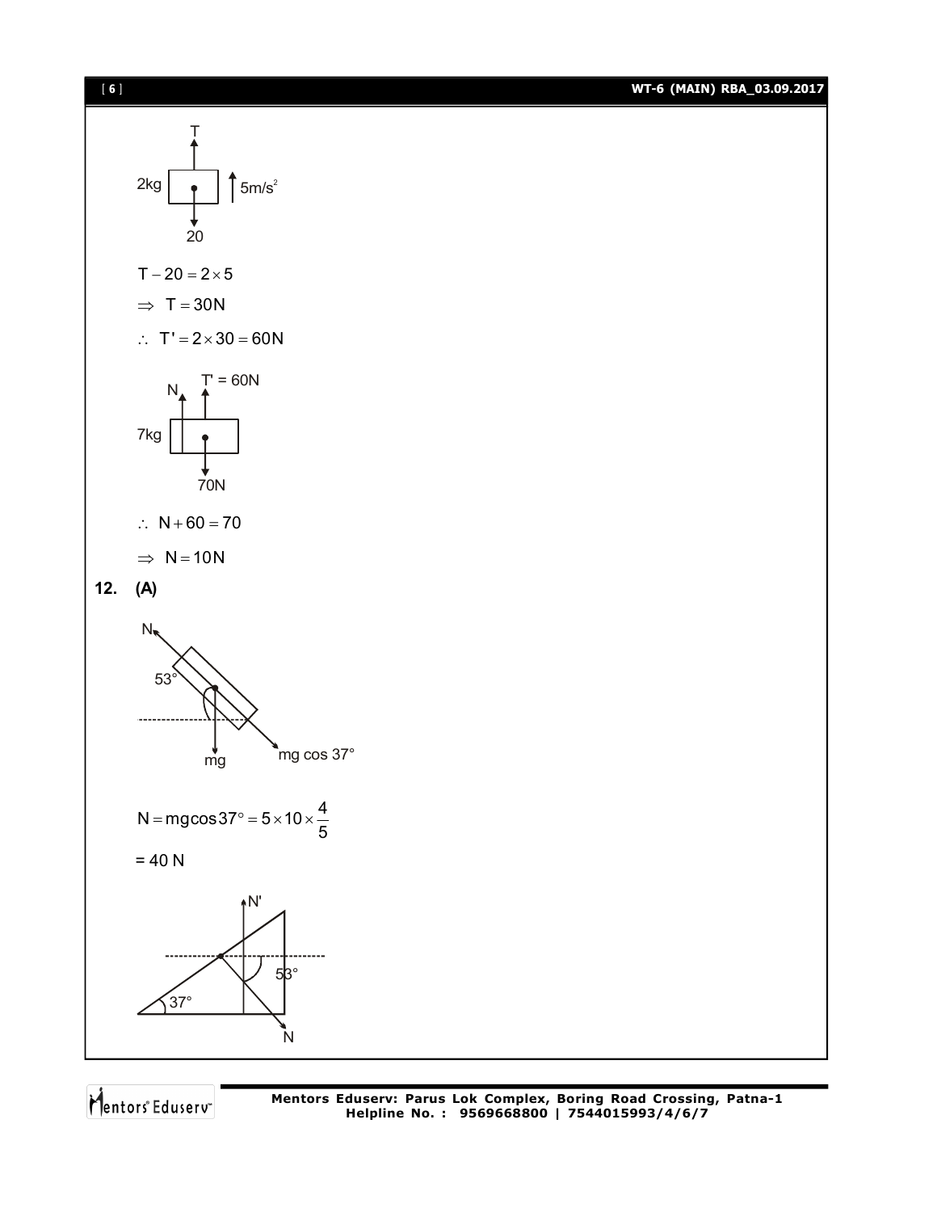$$T - 20 = 2 \times 5$$

$$\Rightarrow \; T = 30N$$

$$\therefore \; T' = 2 \times 30 = 60N$$

$$\therefore \; N + 60 = 70$$

$$\Rightarrow \; N = 10N$$

**12. (A)**

$$N = mg\cos 37^\circ = 5 \times 10 \times \frac{4}{5}$$

= 40 N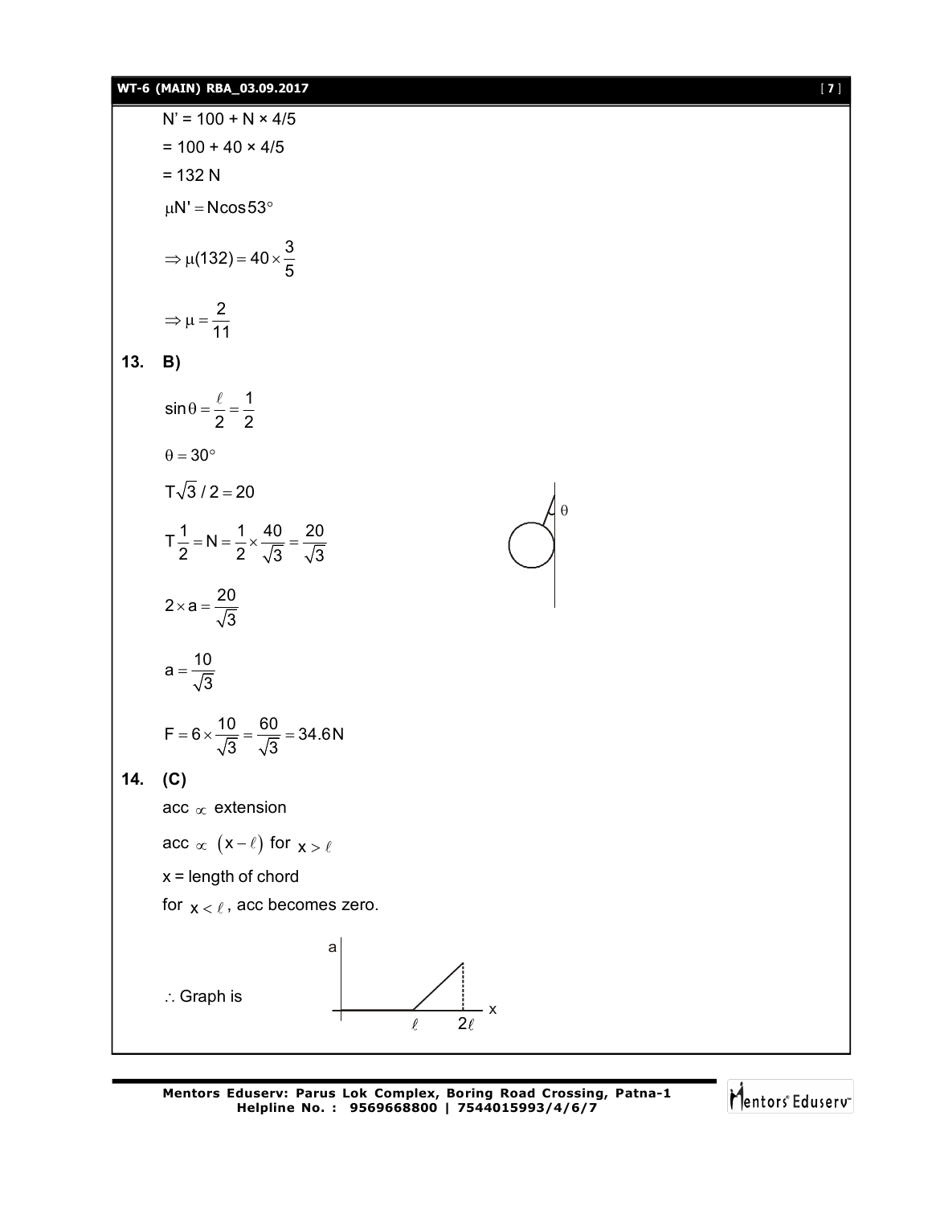N' = 100 + N × 4/5

= 100 + 40 × 4/5

= 132 N

$\mu N' = N\cos 53°$

$\Rightarrow \mu(132) = 40 \times \frac{3}{5}$

$\Rightarrow \mu = \frac{2}{11}$

**13. B)**

$\sin\theta = \frac{\ell}{2} = \frac{1}{2}$

$\theta = 30°$

$T\sqrt{3}/2 = 20$

$T\frac{1}{2} = N = \frac{1}{2} \times \frac{40}{\sqrt{3}} = \frac{20}{\sqrt{3}}$

$2 \times a = \frac{20}{\sqrt{3}}$

$a = \frac{10}{\sqrt{3}}$

$F = 6 \times \frac{10}{\sqrt{3}} = \frac{60}{\sqrt{3}} = 34.6\text{N}$

**14. (C)**

acc $\propto$ extension

acc $\propto$ $(x - \ell)$ for $x > \ell$

x = length of chord

for $x < \ell$, acc becomes zero.

$\therefore$ Graph is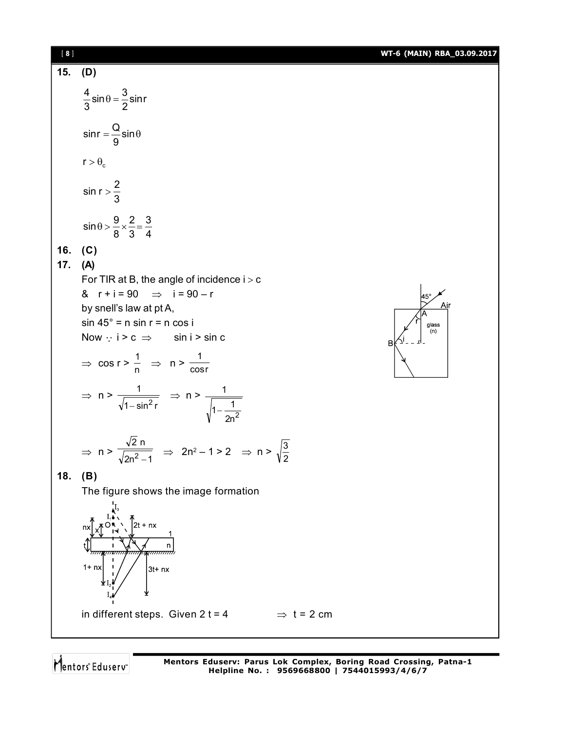**15. (D)**

$$\frac{4}{3}\sin\theta = \frac{3}{2}\sin r$$

$$\sin r = \frac{Q}{9}\sin\theta$$

$$r > \theta_c$$

$$\sin r > \frac{2}{3}$$

$$\sin\theta > \frac{9}{8}\times\frac{2}{3} = \frac{3}{4}$$

**16. (C)**

**17. (A)**

For TIR at B, the angle of incidence $i > c$

& $r + i = 90 \Rightarrow i = 90 - r$

by snell's law at pt A,

$\sin 45° = n \sin r = n \cos i$

Now $\because i > c \Rightarrow \sin i > \sin c$

$$\Rightarrow \cos r > \frac{1}{n} \Rightarrow n > \frac{1}{\cos r}$$

$$\Rightarrow n > \frac{1}{\sqrt{1-\sin^2 r}} \Rightarrow n > \frac{1}{\sqrt{1-\frac{1}{2n^2}}}$$

$$\Rightarrow n > \frac{\sqrt{2}\,n}{\sqrt{2n^2-1}} \Rightarrow 2n^2 - 1 > 2 \Rightarrow n > \sqrt{\frac{3}{2}}$$

**18. (B)**

The figure shows the image formation

in different steps. Given $2t = 4 \quad \Rightarrow t = 2$ cm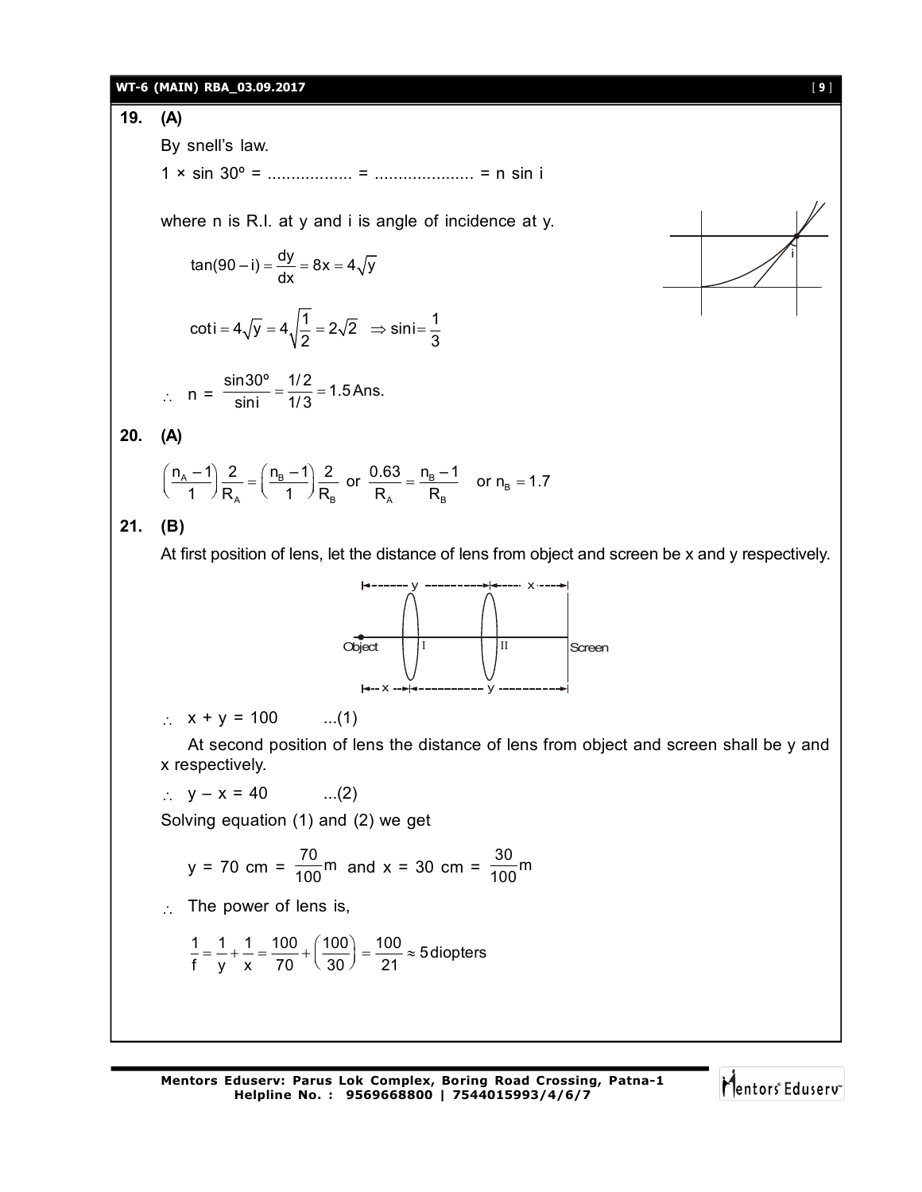**19. (A)**

By snell's law.

1 × sin 30º = .................. = ..................... = n sin i

where n is R.I. at y and i is angle of incidence at y.

$$\tan(90 - i) = \frac{dy}{dx} = 8x = 4\sqrt{y}$$

$$\cot i = 4\sqrt{y} = 4\sqrt{\frac{1}{2}} = 2\sqrt{2} \quad \Rightarrow \sin i = \frac{1}{3}$$

$$\therefore \quad n = \frac{\sin 30^\circ}{\sin i} = \frac{1/2}{1/3} = 1.5 \text{ Ans.}$$

**20. (A)**

$$\left(\frac{n_A - 1}{1}\right)\frac{2}{R_A} = \left(\frac{n_B - 1}{1}\right)\frac{2}{R_B} \text{ or } \frac{0.63}{R_A} = \frac{n_B - 1}{R_B} \quad \text{or } n_B = 1.7$$

**21. (B)**

At first position of lens, let the distance of lens from object and screen be x and y respectively.

$\therefore$ x + y = 100 ...(1)

At second position of lens the distance of lens from object and screen shall be y and x respectively.

$\therefore$ y – x = 40 ...(2)

Solving equation (1) and (2) we get

$$y = 70 \text{ cm} = \frac{70}{100}\text{m and } x = 30 \text{ cm} = \frac{30}{100}\text{m}$$

$\therefore$ The power of lens is,

$$\frac{1}{f} = \frac{1}{y} + \frac{1}{x} = \frac{100}{70} + \left(\frac{100}{30}\right) = \frac{100}{21} \approx 5 \text{ diopters}$$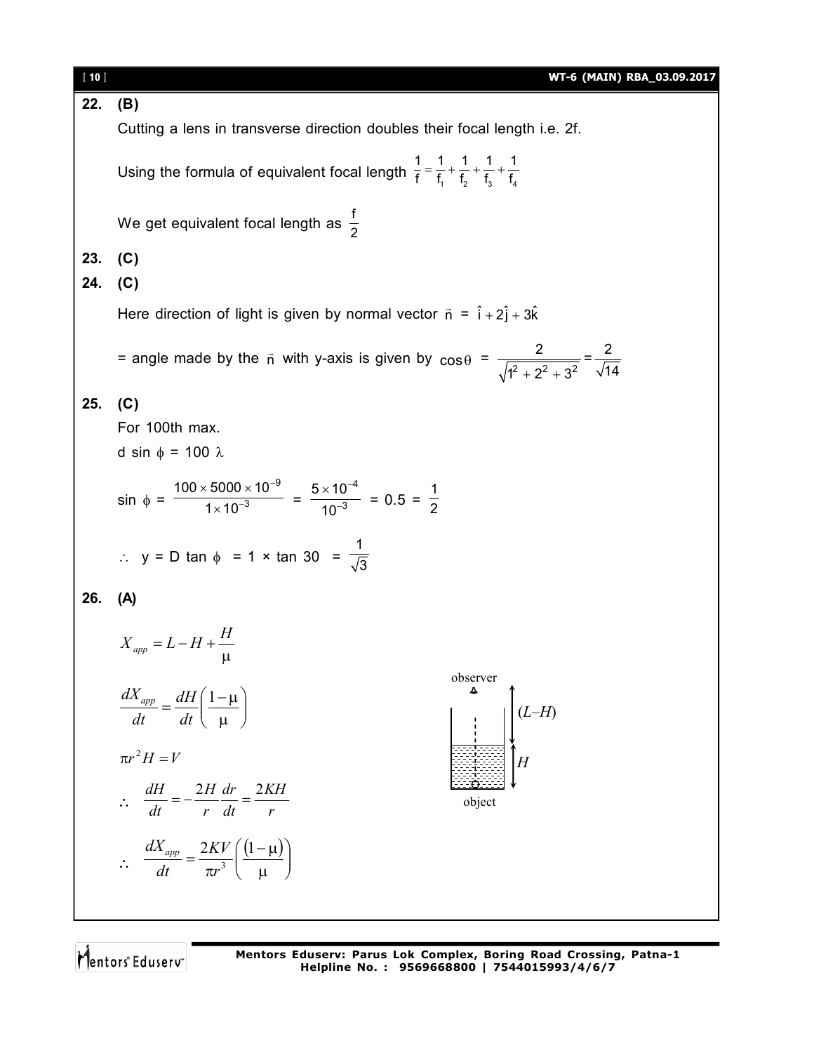**22. (B)**

Cutting a lens in transverse direction doubles their focal length i.e. 2f.

Using the formula of equivalent focal length $\frac{1}{f} = \frac{1}{f_1} + \frac{1}{f_2} + \frac{1}{f_3} + \frac{1}{f_4}$

We get equivalent focal length as $\frac{f}{2}$

**23. (C)**

**24. (C)**

Here direction of light is given by normal vector $\vec{n} = \hat{i} + 2\hat{j} + 3\hat{k}$

= angle made by the $\vec{n}$ with y-axis is given by $\cos\theta = \frac{2}{\sqrt{1^2 + 2^2 + 3^2}} = \frac{2}{\sqrt{14}}$

**25. (C)**

For 100th max.

d sin $\phi$ = 100 $\lambda$

$$\sin\phi = \frac{100 \times 5000 \times 10^{-9}}{1 \times 10^{-3}} = \frac{5 \times 10^{-4}}{10^{-3}} = 0.5 = \frac{1}{2}$$

$\therefore$ y = D tan $\phi$ = 1 × tan 30 = $\frac{1}{\sqrt{3}}$

**26. (A)**

$$X_{app} = L - H + \frac{H}{\mu}$$

$$\frac{dX_{app}}{dt} = \frac{dH}{dt}\left(\frac{1-\mu}{\mu}\right)$$

$$\pi r^2 H = V$$

$$\therefore \quad \frac{dH}{dt} = -\frac{2H}{r}\frac{dr}{dt} = \frac{2KH}{r}$$

$$\therefore \quad \frac{dX_{app}}{dt} = \frac{2KV}{\pi r^3}\left(\frac{(1-\mu)}{\mu}\right)$$

observer

(L–H)

H

object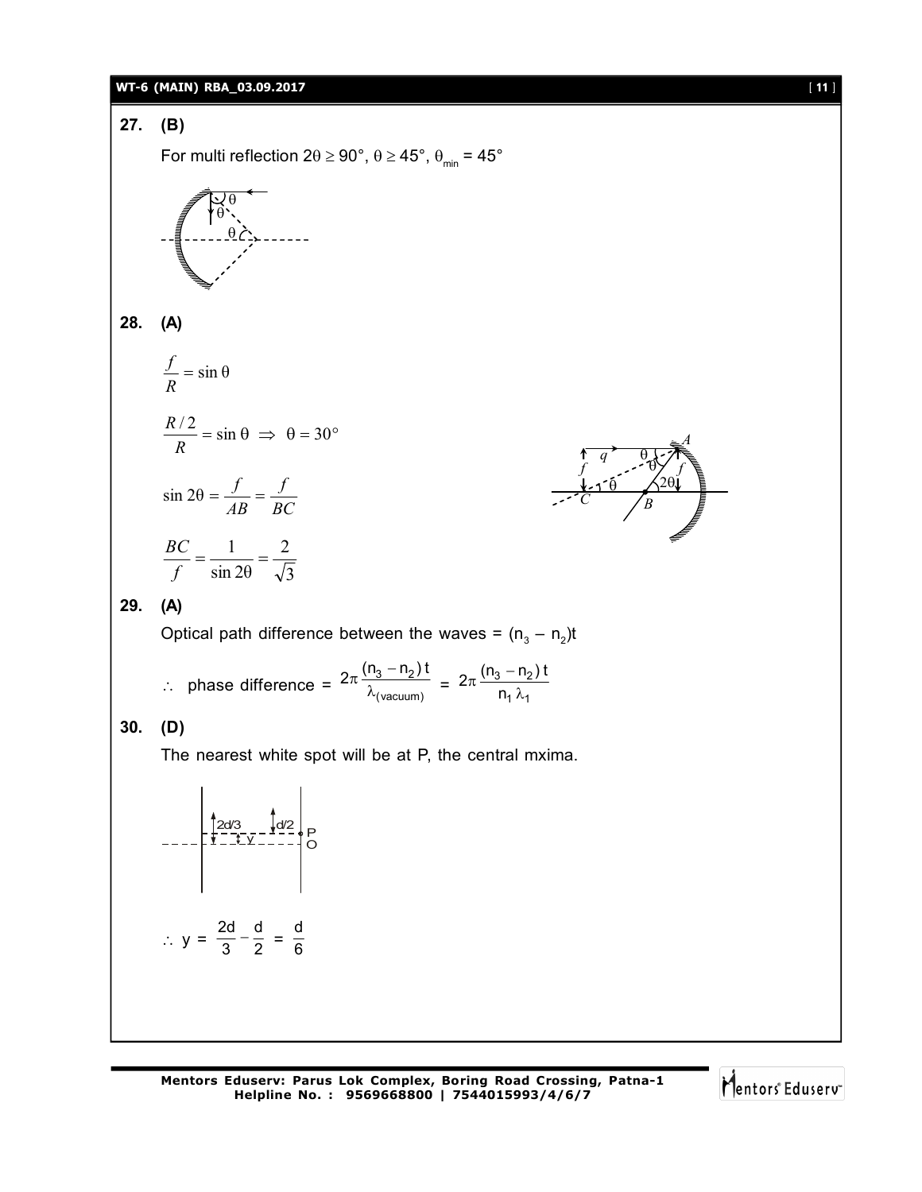**27. (B)**

For multi reflection $2\theta \geq 90°$, $\theta \geq 45°$, $\theta_{min} = 45°$

**28. (A)**

$$\frac{f}{R} = \sin\theta$$

$$\frac{R/2}{R} = \sin\theta \Rightarrow \theta = 30°$$

$$\sin 2\theta = \frac{f}{AB} = \frac{f}{BC}$$

$$\frac{BC}{f} = \frac{1}{\sin 2\theta} = \frac{2}{\sqrt{3}}$$

**29. (A)**

Optical path difference between the waves = $(n_3 - n_2)t$

$\therefore$ phase difference = $2\pi \frac{(n_3 - n_2)t}{\lambda_{(vacuum)}} = 2\pi \frac{(n_3 - n_2)t}{n_1 \lambda_1}$

**30. (D)**

The nearest white spot will be at P, the central mxima.

$$\therefore y = \frac{2d}{3} - \frac{d}{2} = \frac{d}{6}$$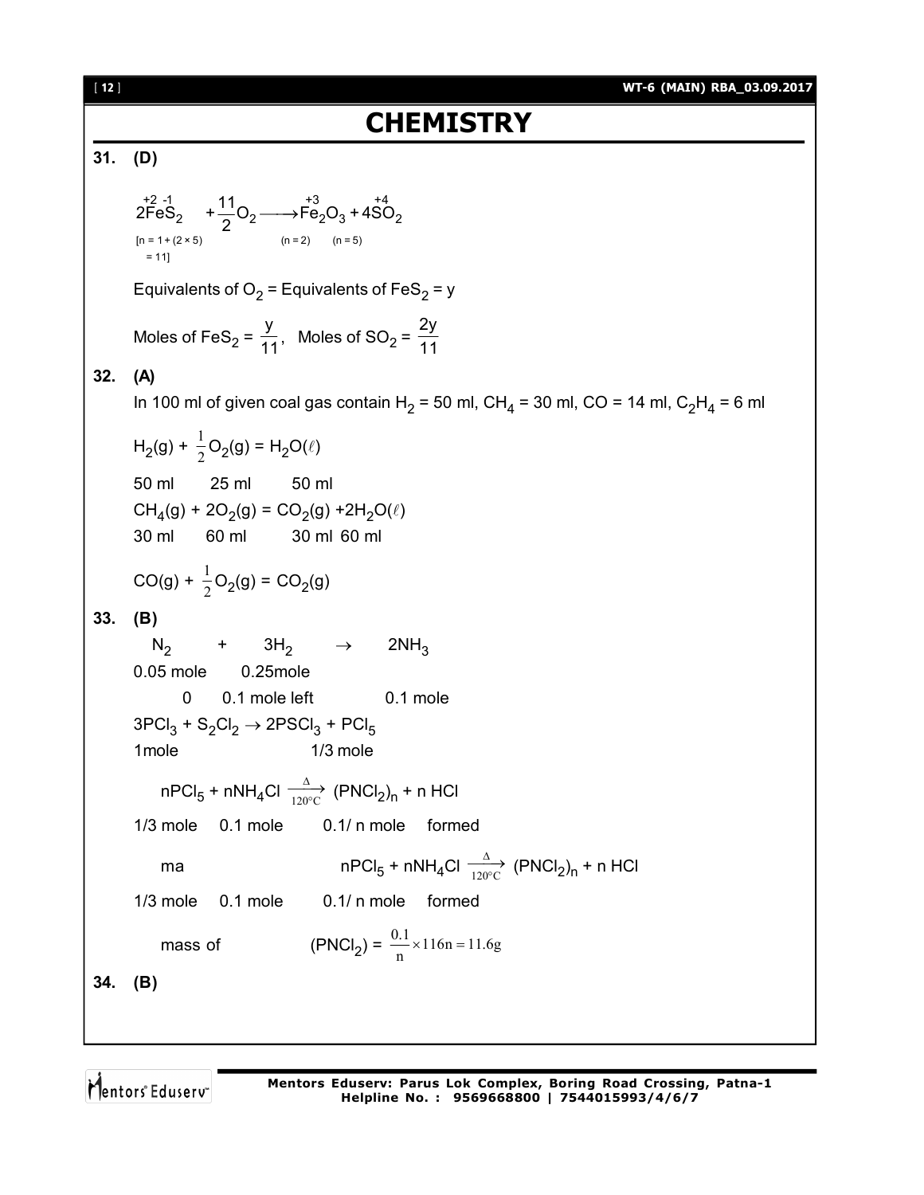# CHEMISTRY

**31. (D)**

$$\overset{+2\ -1}{2FeS_2} + \frac{11}{2}O_2 \longrightarrow \overset{+3}{Fe_2O_3} + \overset{+4}{4SO_2}$$

[n = 1 + (2 × 5) = 11] (n = 2) (n = 5)

Equivalents of $O_2$ = Equivalents of $FeS_2$ = y

Moles of $FeS_2 = \frac{y}{11}$, Moles of $SO_2 = \frac{2y}{11}$

**32. (A)**

In 100 ml of given coal gas contain $H_2$ = 50 ml, $CH_4$ = 30 ml, CO = 14 ml, $C_2H_4$ = 6 ml

$H_2(g) + \frac{1}{2}O_2(g) = H_2O(\ell)$

50 ml 25 ml 50 ml

$CH_4(g) + 2O_2(g) = CO_2(g) + 2H_2O(\ell)$

30 ml 60 ml 30 ml 60 ml

$CO(g) + \frac{1}{2}O_2(g) = CO_2(g)$

**33. (B)**

$N_2 + 3H_2 \rightarrow 2NH_3$

0.05 mole 0.25mole

0 0.1 mole left 0.1 mole

$3PCl_3 + S_2Cl_2 \rightarrow 2PSCl_3 + PCl_5$

1mole 1/3 mole

$nPCl_5 + nNH_4Cl \xrightarrow[120°C]{\Delta} (PNCl_2)_n + n\,HCl$

1/3 mole 0.1 mole 0.1/ n mole formed

ma $nPCl_5 + nNH_4Cl \xrightarrow[120°C]{\Delta} (PNCl_2)_n + n\,HCl$

1/3 mole 0.1 mole 0.1/ n mole formed

mass of $(PNCl_2) = \frac{0.1}{n} \times 116n = 11.6g$

**34. (B)**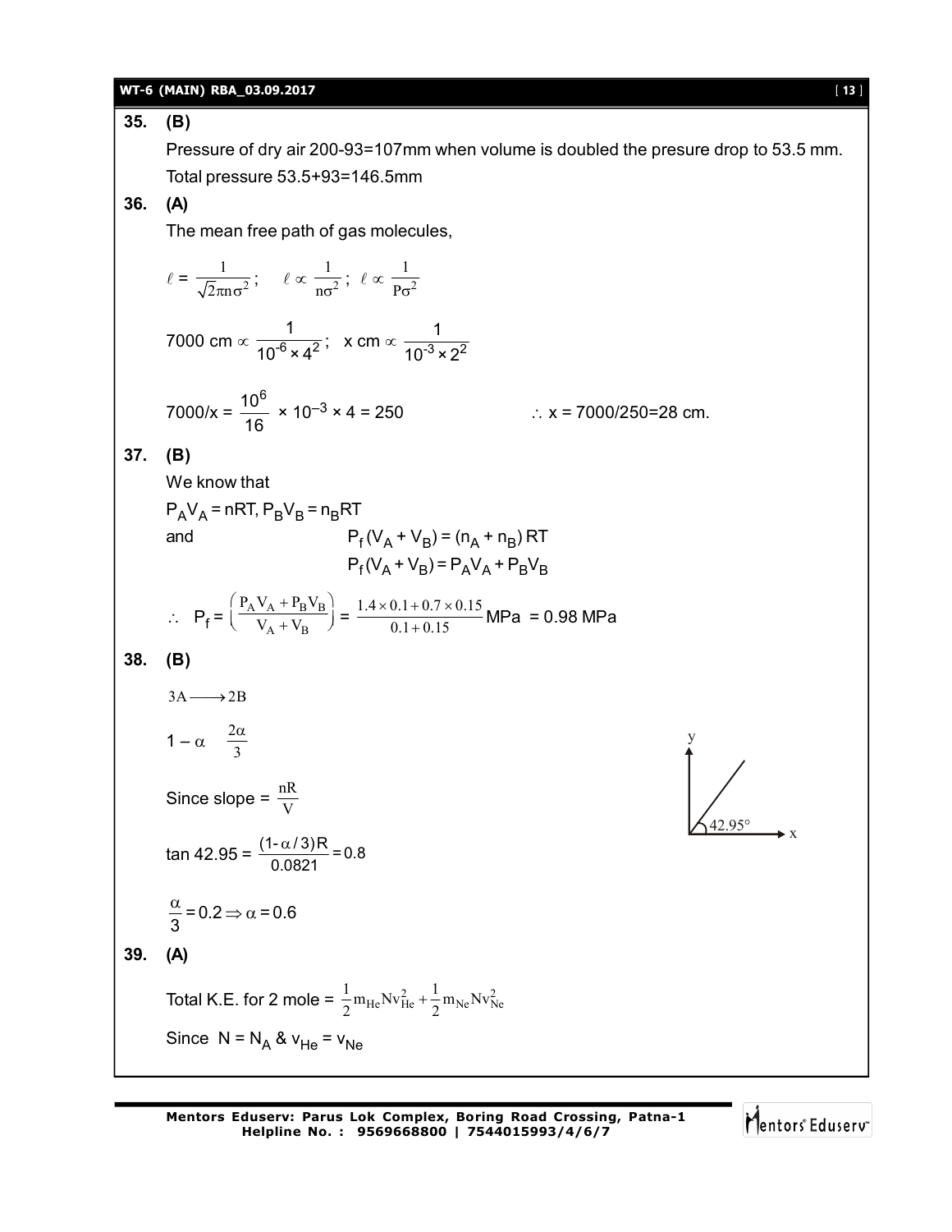**35. (B)**

Pressure of dry air 200-93=107mm when volume is doubled the presure drop to 53.5 mm. Total pressure 53.5+93=146.5mm

**36. (A)**

The mean free path of gas molecules,

$$\ell = \frac{1}{\sqrt{2}\pi n\sigma^2}; \quad \ell \propto \frac{1}{n\sigma^2}; \; \ell \propto \frac{1}{P\sigma^2}$$

$$7000 \text{ cm} \propto \frac{1}{10^{-6} \times 4^2}; \quad x \text{ cm} \propto \frac{1}{10^{-3} \times 2^2}$$

$$7000/x = \frac{10^6}{16} \times 10^{-3} \times 4 = 250 \qquad \therefore x = 7000/250 = 28 \text{ cm.}$$

**37. (B)**

We know that

$P_AV_A = nRT, P_BV_B = n_BRT$

and $\quad P_f(V_A + V_B) = (n_A + n_B) RT$

$\quad P_f(V_A + V_B) = P_AV_A + P_BV_B$

$$\therefore \; P_f = \left(\frac{P_AV_A + P_BV_B}{V_A + V_B}\right) = \frac{1.4 \times 0.1 + 0.7 \times 0.15}{0.1 + 0.15} \text{MPa} = 0.98 \text{ MPa}$$

**38. (B)**

$$3A \longrightarrow 2B$$

$$1 - \alpha \quad \frac{2\alpha}{3}$$

Since slope = $\frac{nR}{V}$

(Graph: straight line from origin in x–y plane making angle 42.95° with x-axis)

$$\tan 42.95 = \frac{(1-\alpha/3)R}{0.0821} = 0.8$$

$$\frac{\alpha}{3} = 0.2 \Rightarrow \alpha = 0.6$$

**39. (A)**

Total K.E. for 2 mole = $\frac{1}{2}m_{He}Nv_{He}^2 + \frac{1}{2}m_{Ne}Nv_{Ne}^2$

Since $N = N_A$ & $v_{He} = v_{Ne}$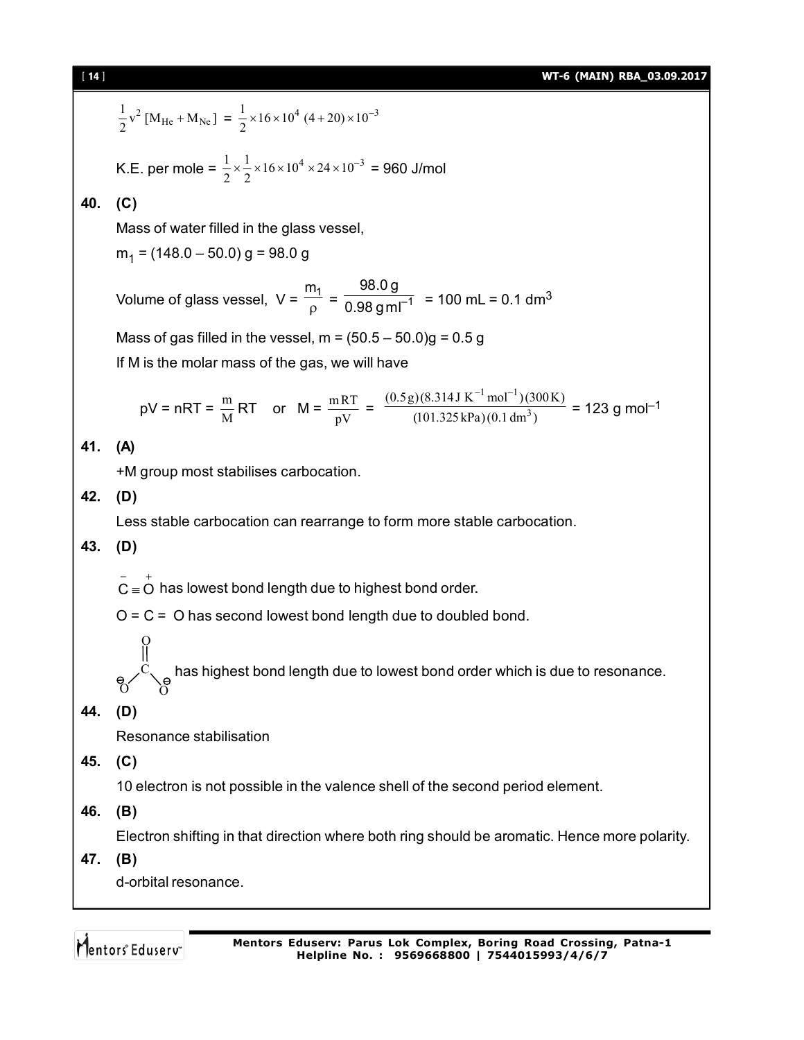$$\frac{1}{2}v^2[M_{He} + M_{Ne}] = \frac{1}{2} \times 16 \times 10^4 \ (4+20) \times 10^{-3}$$

K.E. per mole = $\frac{1}{2} \times \frac{1}{2} \times 16 \times 10^4 \times 24 \times 10^{-3}$ = 960 J/mol

**40. (C)**

Mass of water filled in the glass vessel,

$m_1$ = (148.0 – 50.0) g = 98.0 g

Volume of glass vessel, $V = \frac{m_1}{\rho} = \frac{98.0\,g}{0.98\,g\,ml^{-1}}$ = 100 mL = 0.1 $dm^3$

Mass of gas filled in the vessel, m = (50.5 – 50.0)g = 0.5 g

If M is the molar mass of the gas, we will have

$$pV = nRT = \frac{m}{M}RT \quad \text{or} \quad M = \frac{mRT}{pV} = \frac{(0.5\,g)(8.314\,J\,K^{-1}\,mol^{-1})(300\,K)}{(101.325\,kPa)(0.1\,dm^3)} = 123\ g\ mol^{-1}$$

**41. (A)**

+M group most stabilises carbocation.

**42. (D)**

Less stable carbocation can rearrange to form more stable carbocation.

**43. (D)**

$\overset{-}{C} \equiv \overset{+}{O}$ has lowest bond length due to highest bond order.

O = C = O has second lowest bond length due to doubled bond.

$CO_3^{2-}$ (O=C(O⁻)O⁻) has highest bond length due to lowest bond order which is due to resonance.

**44. (D)**

Resonance stabilisation

**45. (C)**

10 electron is not possible in the valence shell of the second period element.

**46. (B)**

Electron shifting in that direction where both ring should be aromatic. Hence more polarity.

**47. (B)**

d-orbital resonance.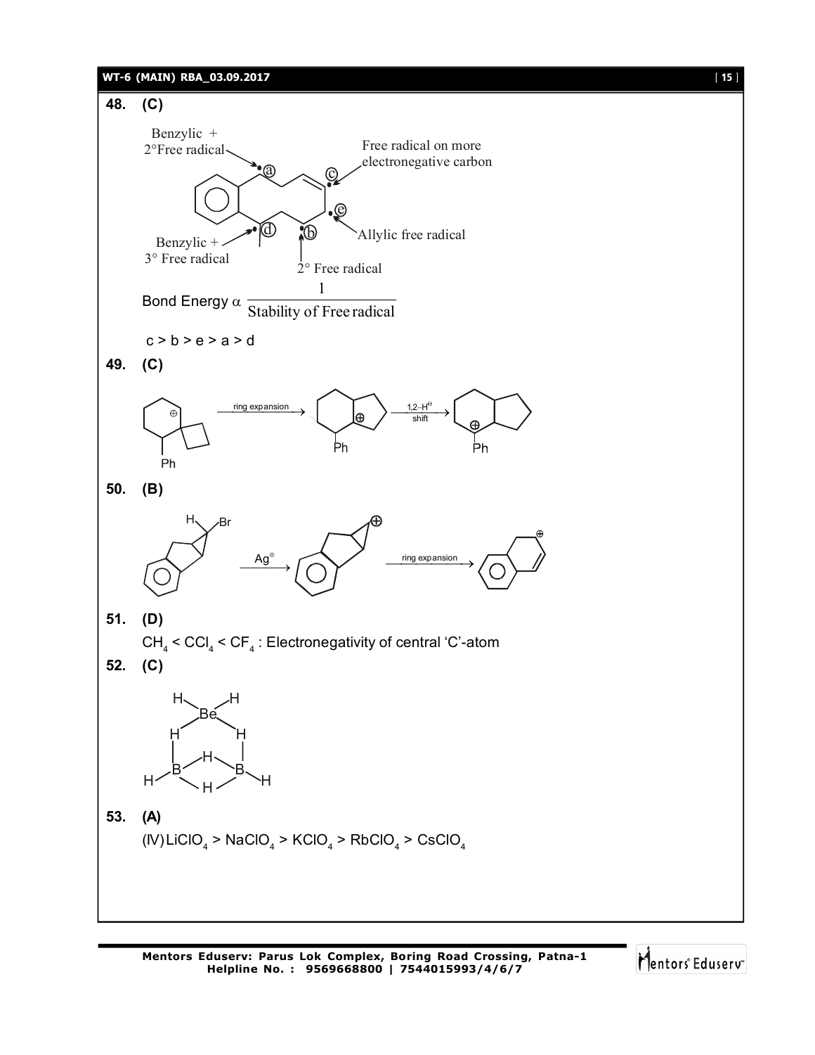**48. (C)**

Benzylic + 2°Free radical (a)

Free radical on more electronegative carbon (c)

Allylic free radical (e)

Benzylic + 3° Free radical (d)

2° Free radical (b)

$$\text{Bond Energy} \propto \frac{1}{\text{Stability of Free radical}}$$

c > b > e > a > d

**49. (C)**

ring expansion → 1,2–$H^{\ominus}$ shift

**50. (B)**

$Ag^{\oplus}$ → ring expansion

**51. (D)**

$CH_4 < CCl_4 < CF_4$ : Electronegativity of central 'C'-atom

**52. (C)**

**53. (A)**

(IV) $LiClO_4 > NaClO_4 > KClO_4 > RbClO_4 > CsClO_4$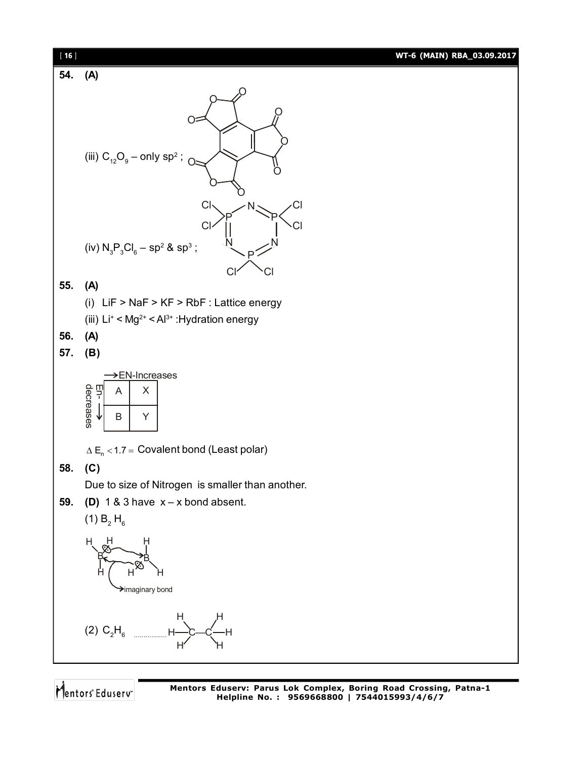**54. (A)**

(iii) $C_{12}O_9$ – only $sp^2$ ;

(iv) $N_3P_3Cl_6$ – $sp^2$ & $sp^3$ ;

**55. (A)**

(i) LiF > NaF > KF > RbF : Lattice energy

(iii) $Li^+ < Mg^{2+} < Al^{3+}$ :Hydration energy

**56. (A)**

**57. (B)**

→EN-Increases

En-decreases ↓

| A | X |
|---|---|
| B | Y |

$\Delta E_n < 1.7 =$ Covalent bond (Least polar)

**58. (C)**

Due to size of Nitrogen is smaller than another.

**59. (D)** 1 & 3 have x – x bond absent.

(1) $B_2H_6$

imaginary bond

(2) $C_2H_6$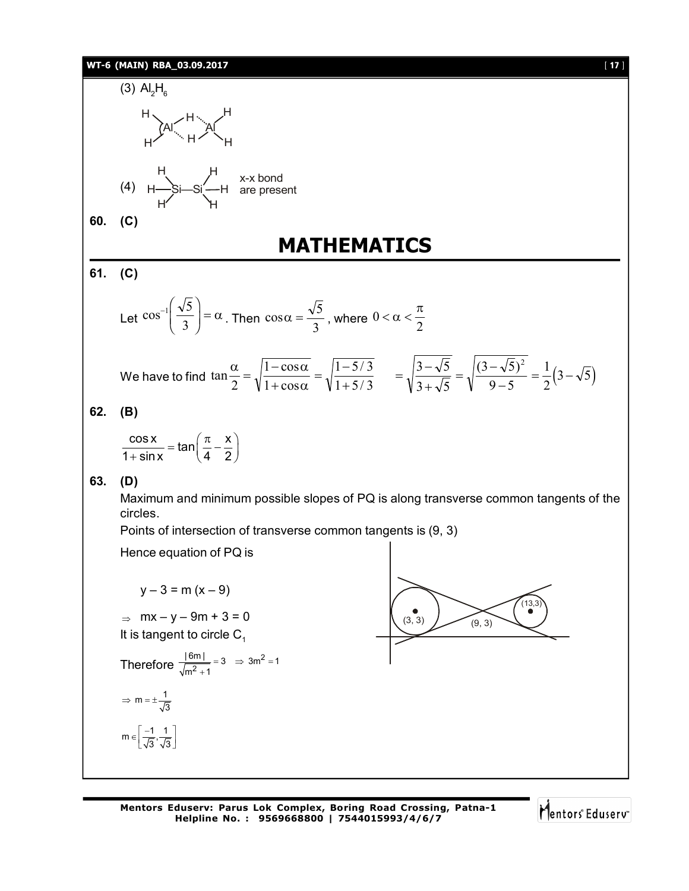(3) $Al_2H_6$

(4) x-x bond are present

**60.** **(C)**

# MATHEMATICS

**61.** **(C)**

Let $\cos^{-1}\left(\frac{\sqrt{5}}{3}\right) = \alpha$. Then $\cos\alpha = \frac{\sqrt{5}}{3}$, where $0 < \alpha < \frac{\pi}{2}$

We have to find $\tan\frac{\alpha}{2} = \sqrt{\frac{1-\cos\alpha}{1+\cos\alpha}} = \sqrt{\frac{1-5/3}{1+5/3}} \quad = \sqrt{\frac{3-\sqrt{5}}{3+\sqrt{5}}} = \sqrt{\frac{(3-\sqrt{5})^2}{9-5}} = \frac{1}{2}\left(3-\sqrt{5}\right)$

**62.** **(B)**

$$\frac{\cos x}{1+\sin x} = \tan\left(\frac{\pi}{4} - \frac{x}{2}\right)$$

**63.** **(D)**

Maximum and minimum possible slopes of PQ is along transverse common tangents of the circles.

Points of intersection of transverse common tangents is (9, 3)

Hence equation of PQ is

$$y - 3 = m(x - 9)$$

$\Rightarrow \; mx - y - 9m + 3 = 0$

It is tangent to circle $C_1$

Therefore $\frac{|6m|}{\sqrt{m^2+1}} = 3 \;\Rightarrow\; 3m^2 = 1$

$\Rightarrow m = \pm\frac{1}{\sqrt{3}}$

$m \in \left[\frac{-1}{\sqrt{3}}, \frac{1}{\sqrt{3}}\right]$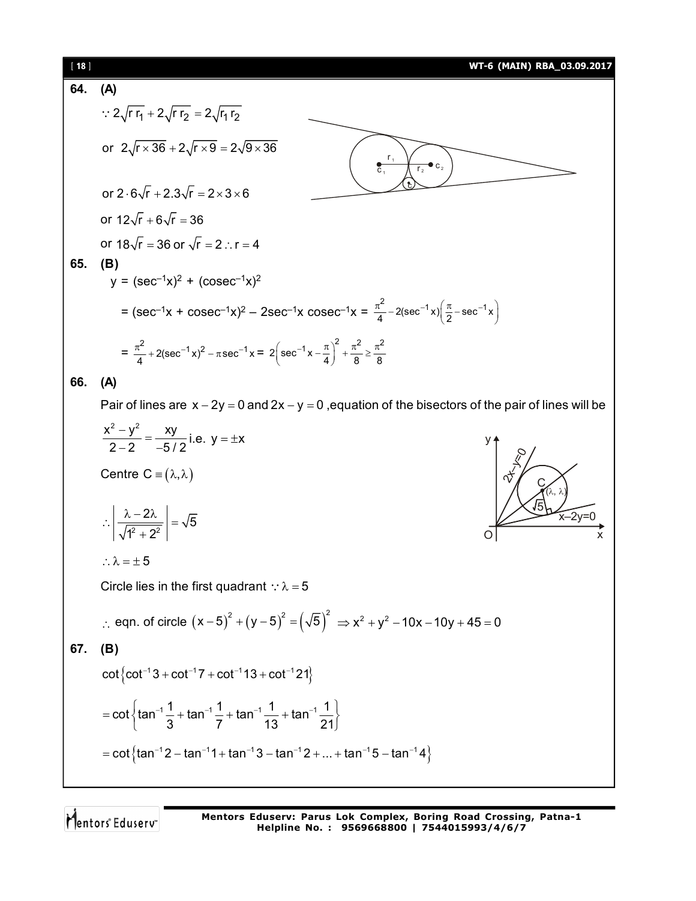**64. (A)**

$\because 2\sqrt{r r_1} + 2\sqrt{r r_2} = 2\sqrt{r_1 r_2}$

or $2\sqrt{r \times 36} + 2\sqrt{r \times 9} = 2\sqrt{9 \times 36}$

or $2 \cdot 6\sqrt{r} + 2.3\sqrt{r} = 2 \times 3 \times 6$

or $12\sqrt{r} + 6\sqrt{r} = 36$

or $18\sqrt{r} = 36$ or $\sqrt{r} = 2 \therefore r = 4$

**65. (B)**

$y = (\sec^{-1}x)^2 + (\text{cosec}^{-1}x)^2$

$= (\sec^{-1}x + \text{cosec}^{-1}x)^2 - 2\sec^{-1}x\ \text{cosec}^{-1}x = \frac{\pi^2}{4} - 2(\sec^{-1}x)\left(\frac{\pi}{2} - \sec^{-1}x\right)$

$= \frac{\pi^2}{4} + 2(\sec^{-1}x)^2 - \pi\sec^{-1}x = 2\left(\sec^{-1}x - \frac{\pi}{4}\right)^2 + \frac{\pi^2}{8} \geq \frac{\pi^2}{8}$

**66. (A)**

Pair of lines are $x - 2y = 0$ and $2x - y = 0$, equation of the bisectors of the pair of lines will be

$\frac{x^2 - y^2}{2 - 2} = \frac{xy}{-5/2}$ i.e. $y = \pm x$

Centre $C \equiv (\lambda, \lambda)$

$\therefore \left|\frac{\lambda - 2\lambda}{\sqrt{1^2 + 2^2}}\right| = \sqrt{5}$

$\therefore \lambda = \pm 5$

Circle lies in the first quadrant $\because \lambda = 5$

$\therefore$ eqn. of circle $(x-5)^2 + (y-5)^2 = (\sqrt{5})^2 \Rightarrow x^2 + y^2 - 10x - 10y + 45 = 0$

**67. (B)**

$\cot\{\cot^{-1}3 + \cot^{-1}7 + \cot^{-1}13 + \cot^{-1}21\}$

$= \cot\left\{\tan^{-1}\frac{1}{3} + \tan^{-1}\frac{1}{7} + \tan^{-1}\frac{1}{13} + \tan^{-1}\frac{1}{21}\right\}$

$= \cot\{\tan^{-1}2 - \tan^{-1}1 + \tan^{-1}3 - \tan^{-1}2 + ... + \tan^{-1}5 - \tan^{-1}4\}$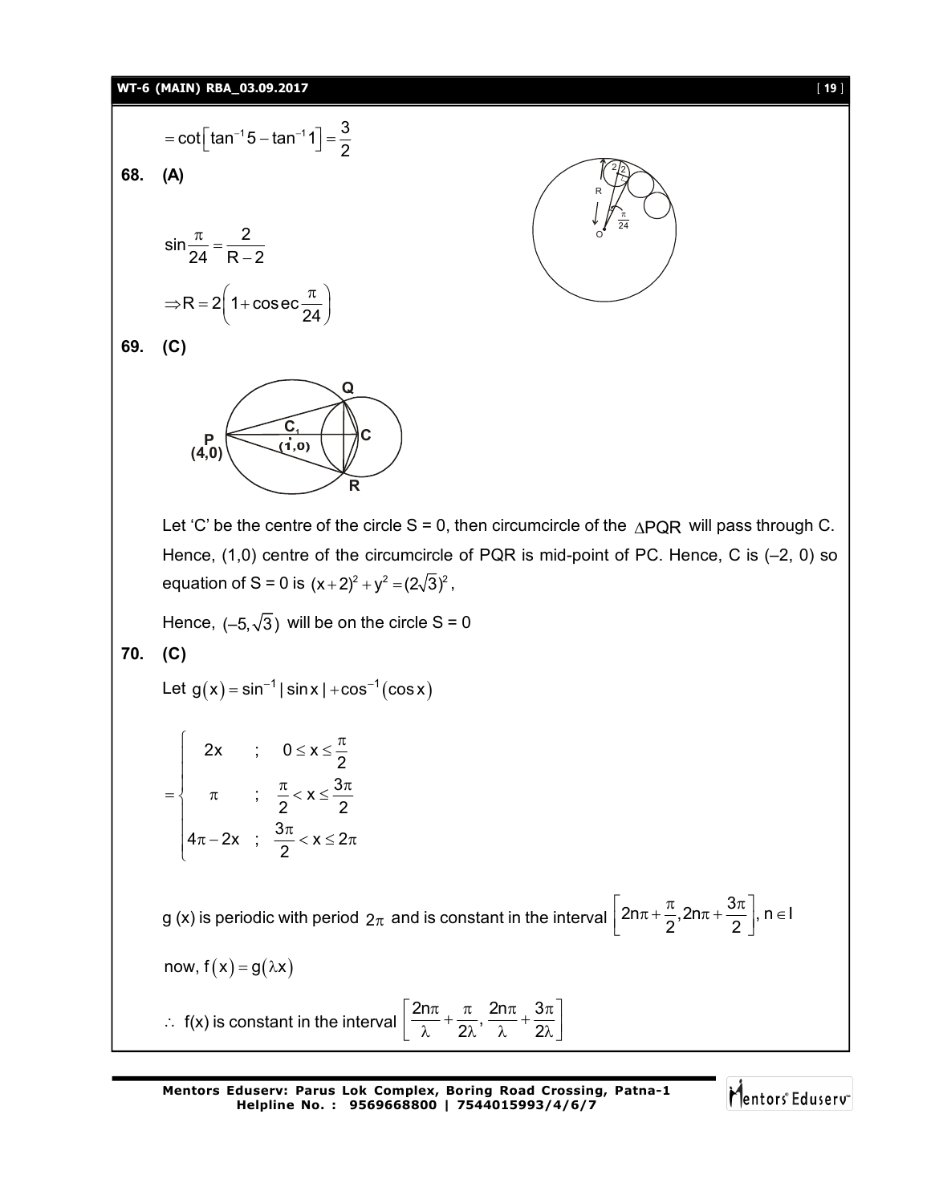$$= \cot\left[\tan^{-1}5 - \tan^{-1}1\right] = \frac{3}{2}$$

**68. (A)**

$$\sin\frac{\pi}{24} = \frac{2}{R-2}$$

$$\Rightarrow R = 2\left(1 + \operatorname{cosec}\frac{\pi}{24}\right)$$

**69. (C)**

Let 'C' be the centre of the circle S = 0, then circumcircle of the $\triangle PQR$ will pass through C. Hence, (1,0) centre of the circumcircle of PQR is mid-point of PC. Hence, C is (–2, 0) so equation of S = 0 is $(x+2)^2 + y^2 = (2\sqrt{3})^2$,

Hence, $(-5, \sqrt{3})$ will be on the circle S = 0

**70. (C)**

Let $g(x) = \sin^{-1}|\sin x| + \cos^{-1}(\cos x)$

$$= \begin{cases} 2x & ; \quad 0 \le x \le \frac{\pi}{2} \\ \pi & ; \quad \frac{\pi}{2} < x \le \frac{3\pi}{2} \\ 4\pi - 2x & ; \quad \frac{3\pi}{2} < x \le 2\pi \end{cases}$$

g (x) is periodic with period $2\pi$ and is constant in the interval $\left[2n\pi + \frac{\pi}{2}, 2n\pi + \frac{3\pi}{2}\right], n \in I$

now, $f(x) = g(\lambda x)$

$\therefore$ f(x) is constant in the interval $\left[\frac{2n\pi}{\lambda} + \frac{\pi}{2\lambda}, \frac{2n\pi}{\lambda} + \frac{3\pi}{2\lambda}\right]$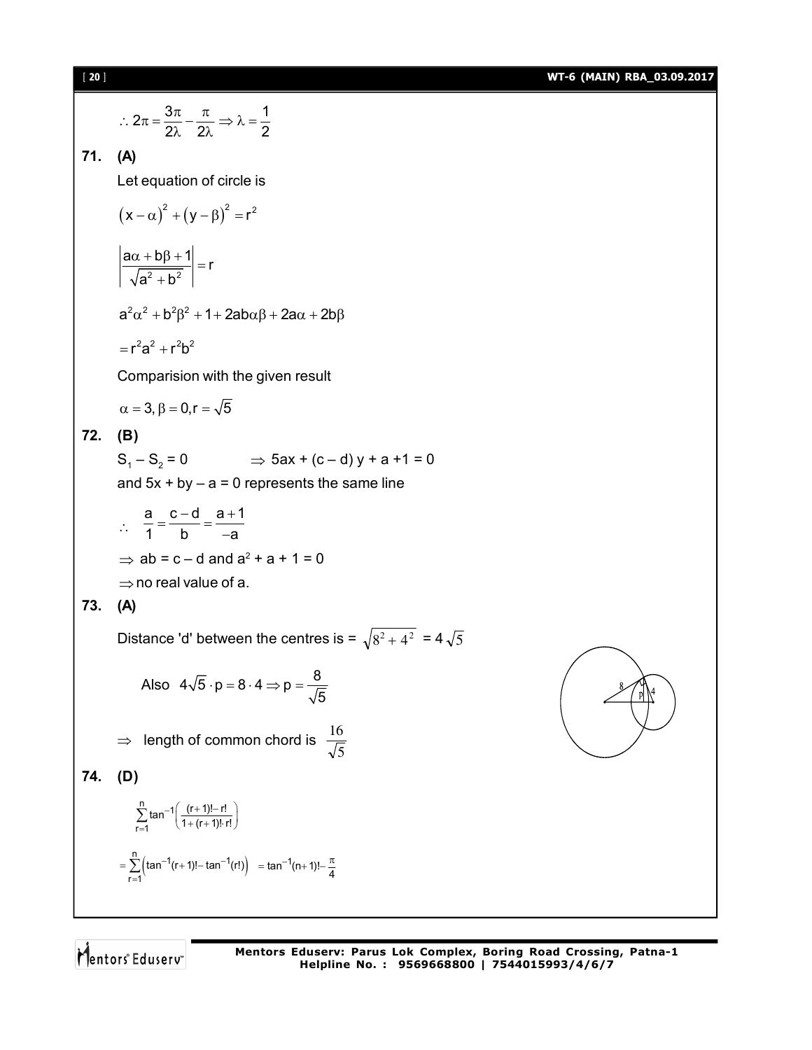$\therefore 2\pi = \frac{3\pi}{2\lambda} - \frac{\pi}{2\lambda} \Rightarrow \lambda = \frac{1}{2}$

**71. (A)**

Let equation of circle is

$$(x-\alpha)^2 + (y-\beta)^2 = r^2$$

$$\left|\frac{a\alpha + b\beta + 1}{\sqrt{a^2+b^2}}\right| = r$$

$$a^2\alpha^2 + b^2\beta^2 + 1 + 2ab\alpha\beta + 2a\alpha + 2b\beta$$

$$= r^2a^2 + r^2b^2$$

Comparision with the given result

$\alpha = 3, \beta = 0, r = \sqrt{5}$

**72. (B)**

$S_1 - S_2 = 0 \qquad \Rightarrow 5ax + (c-d)y + a + 1 = 0$

and $5x + by - a = 0$ represents the same line

$\therefore \quad \frac{a}{1} = \frac{c-d}{b} = \frac{a+1}{-a}$

$\Rightarrow ab = c - d$ and $a^2 + a + 1 = 0$

$\Rightarrow$ no real value of a.

**73. (A)**

Distance 'd' between the centres is = $\sqrt{8^2+4^2}$ = $4\sqrt{5}$

Also $4\sqrt{5} \cdot p = 8 \cdot 4 \Rightarrow p = \frac{8}{\sqrt{5}}$

$\Rightarrow$ length of common chord is $\frac{16}{\sqrt{5}}$

**74. (D)**

$$\sum_{r=1}^{n} \tan^{-1}\left(\frac{(r+1)! - r!}{1 + (r+1)! \cdot r!}\right)$$

$$= \sum_{r=1}^{n}\left(\tan^{-1}(r+1)! - \tan^{-1}(r!)\right) = \tan^{-1}(n+1)! - \frac{\pi}{4}$$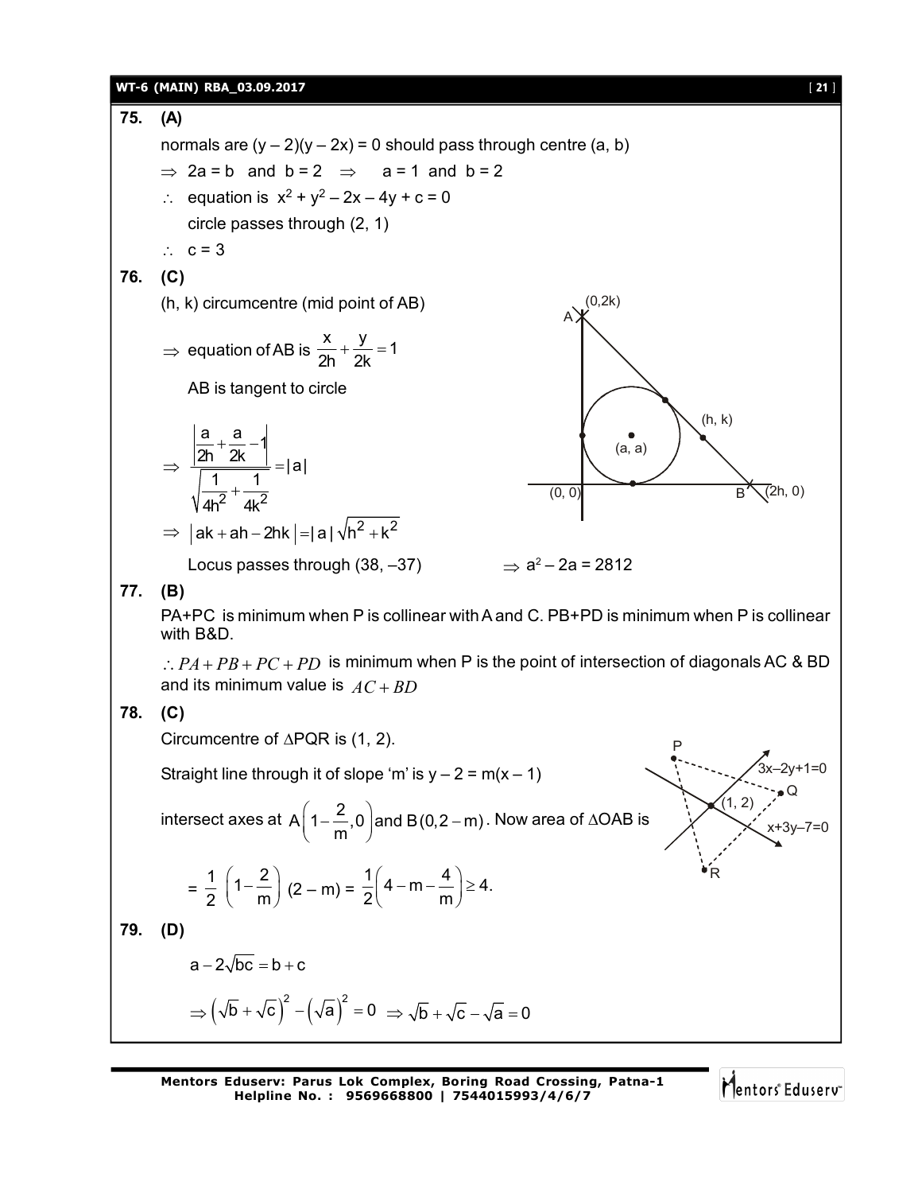**75. (A)**

normals are $(y - 2)(y - 2x) = 0$ should pass through centre $(a, b)$

$\Rightarrow$ $2a = b$ and $b = 2$ $\Rightarrow$ $a = 1$ and $b = 2$

$\therefore$ equation is $x^2 + y^2 - 2x - 4y + c = 0$

circle passes through $(2, 1)$

$\therefore$ $c = 3$

**76. (C)**

$(h, k)$ circumcentre (mid point of AB)

$\Rightarrow$ equation of AB is $\frac{x}{2h} + \frac{y}{2k} = 1$

AB is tangent to circle

$$\Rightarrow \frac{\left|\frac{a}{2h} + \frac{a}{2k} - 1\right|}{\sqrt{\frac{1}{4h^2} + \frac{1}{4k^2}}} = |a|$$

$\Rightarrow$ $|ak + ah - 2hk| = |a|\sqrt{h^2 + k^2}$

Locus passes through $(38, -37)$ $\qquad \Rightarrow a^2 - 2a = 2812$

**77. (B)**

PA+PC is minimum when P is collinear with A and C. PB+PD is minimum when P is collinear with B&D.

$\therefore PA + PB + PC + PD$ is minimum when P is the point of intersection of diagonals AC & BD and its minimum value is $AC + BD$

**78. (C)**

Circumcentre of $\Delta$PQR is $(1, 2)$.

Straight line through it of slope 'm' is $y - 2 = m(x - 1)$

intersect axes at $A\left(1 - \frac{2}{m}, 0\right)$ and $B(0, 2 - m)$. Now area of $\Delta$OAB is

$$= \frac{1}{2}\left(1 - \frac{2}{m}\right)(2 - m) = \frac{1}{2}\left(4 - m - \frac{4}{m}\right) \geq 4.$$

**79. (D)**

$$a - 2\sqrt{bc} = b + c$$

$$\Rightarrow \left(\sqrt{b} + \sqrt{c}\right)^2 - \left(\sqrt{a}\right)^2 = 0 \Rightarrow \sqrt{b} + \sqrt{c} - \sqrt{a} = 0$$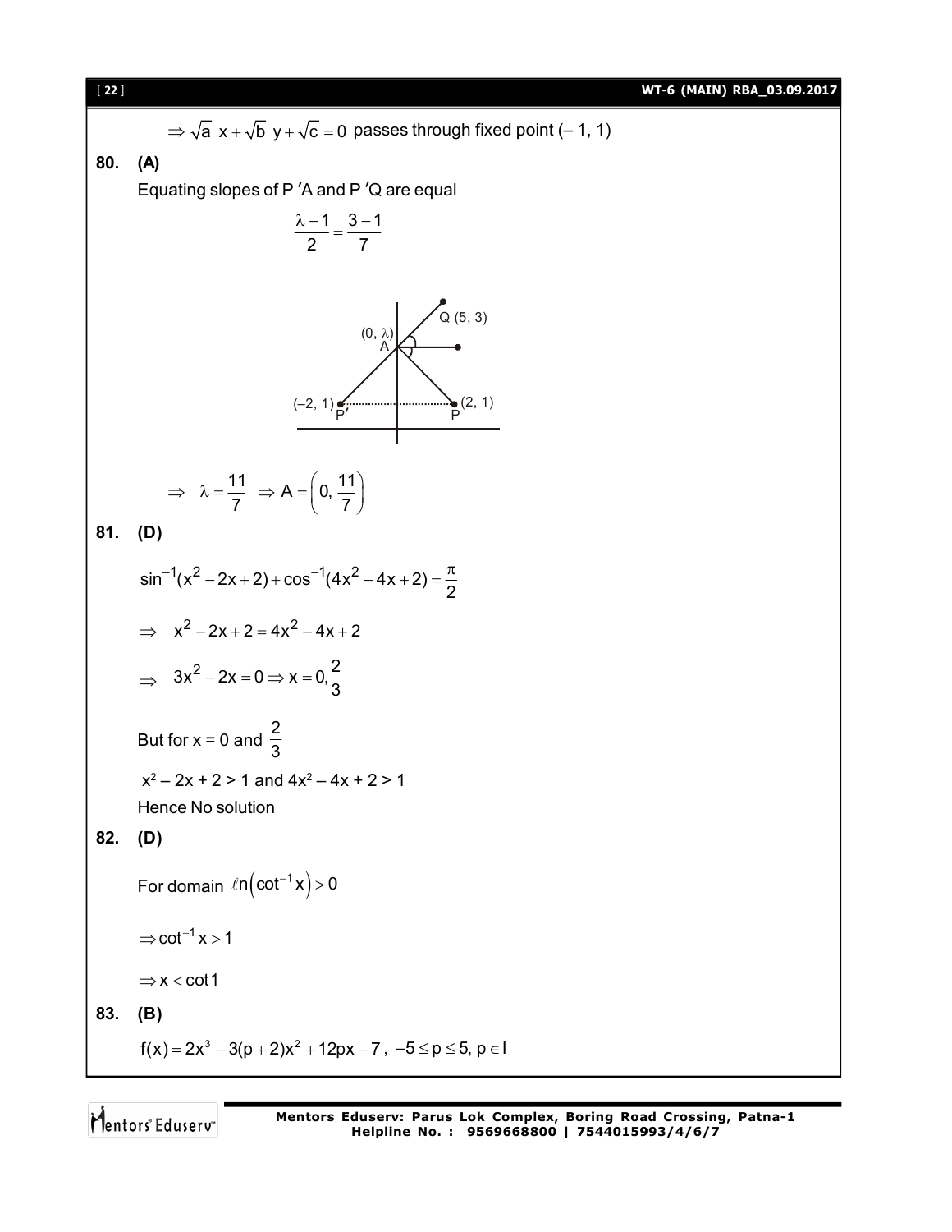$\Rightarrow \sqrt{a}\ x + \sqrt{b}\ y + \sqrt{c} = 0$ passes through fixed point $(-1, 1)$

**80. (A)**

Equating slopes of P′A and P′Q are equal

$$\frac{\lambda - 1}{2} = \frac{3-1}{7}$$

$$\Rightarrow \lambda = \frac{11}{7} \Rightarrow A = \left(0, \frac{11}{7}\right)$$

**81. (D)**

$$\sin^{-1}(x^2 - 2x + 2) + \cos^{-1}(4x^2 - 4x + 2) = \frac{\pi}{2}$$

$$\Rightarrow x^2 - 2x + 2 = 4x^2 - 4x + 2$$

$$\Rightarrow 3x^2 - 2x = 0 \Rightarrow x = 0, \frac{2}{3}$$

But for x = 0 and $\frac{2}{3}$

$x^2 - 2x + 2 > 1$ and $4x^2 - 4x + 2 > 1$

Hence No solution

**82. (D)**

For domain $\ell n\left(\cot^{-1} x\right) > 0$

$\Rightarrow \cot^{-1} x > 1$

$\Rightarrow x < \cot 1$

**83. (B)**

$f(x) = 2x^3 - 3(p+2)x^2 + 12px - 7$, $-5 \le p \le 5$, $p \in I$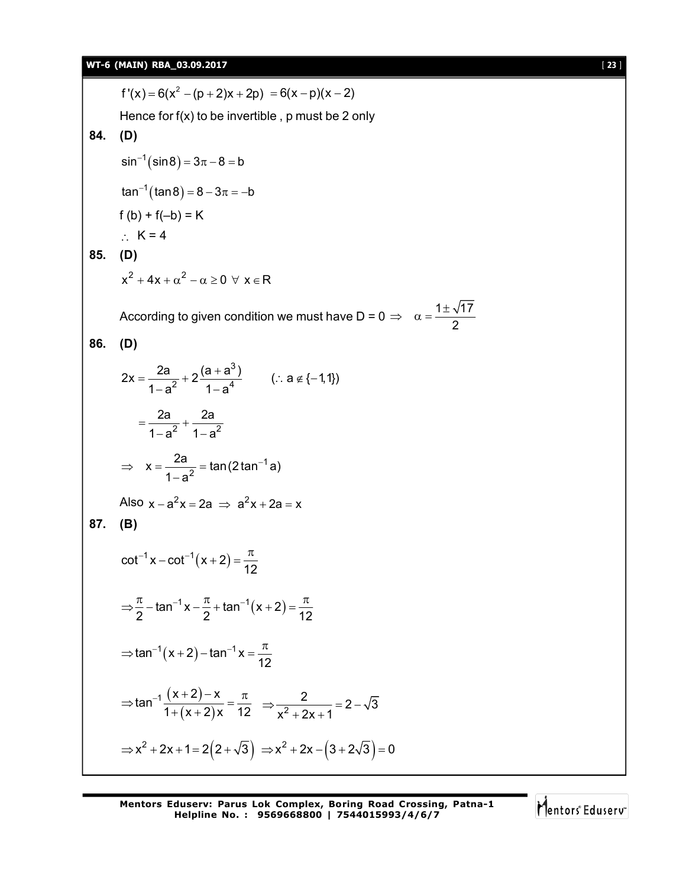$$f'(x) = 6(x^2 - (p+2)x + 2p) = 6(x-p)(x-2)$$

Hence for f(x) to be invertible , p must be 2 only

**84. (D)**

$$\sin^{-1}(\sin 8) = 3\pi - 8 = b$$

$$\tan^{-1}(\tan 8) = 8 - 3\pi = -b$$

f (b) + f(–b) = K

$\therefore$ K = 4

**85. (D)**

$$x^2 + 4x + \alpha^2 - \alpha \geq 0 \ \forall \ x \in R$$

According to given condition we must have D = 0 $\Rightarrow \quad \alpha = \dfrac{1 \pm \sqrt{17}}{2}$

**86. (D)**

$$2x = \frac{2a}{1-a^2} + 2\frac{(a+a^3)}{1-a^4} \qquad (\therefore a \notin \{-1, 1\})$$

$$= \frac{2a}{1-a^2} + \frac{2a}{1-a^2}$$

$$\Rightarrow \quad x = \frac{2a}{1-a^2} = \tan(2\tan^{-1} a)$$

Also $x - a^2x = 2a \Rightarrow a^2x + 2a = x$

**87. (B)**

$$\cot^{-1} x - \cot^{-1}(x+2) = \frac{\pi}{12}$$

$$\Rightarrow \frac{\pi}{2} - \tan^{-1} x - \frac{\pi}{2} + \tan^{-1}(x+2) = \frac{\pi}{12}$$

$$\Rightarrow \tan^{-1}(x+2) - \tan^{-1} x = \frac{\pi}{12}$$

$$\Rightarrow \tan^{-1}\frac{(x+2)-x}{1+(x+2)x} = \frac{\pi}{12} \quad \Rightarrow \frac{2}{x^2+2x+1} = 2 - \sqrt{3}$$

$$\Rightarrow x^2 + 2x + 1 = 2(2+\sqrt{3}) \quad \Rightarrow x^2 + 2x - (3 + 2\sqrt{3}) = 0$$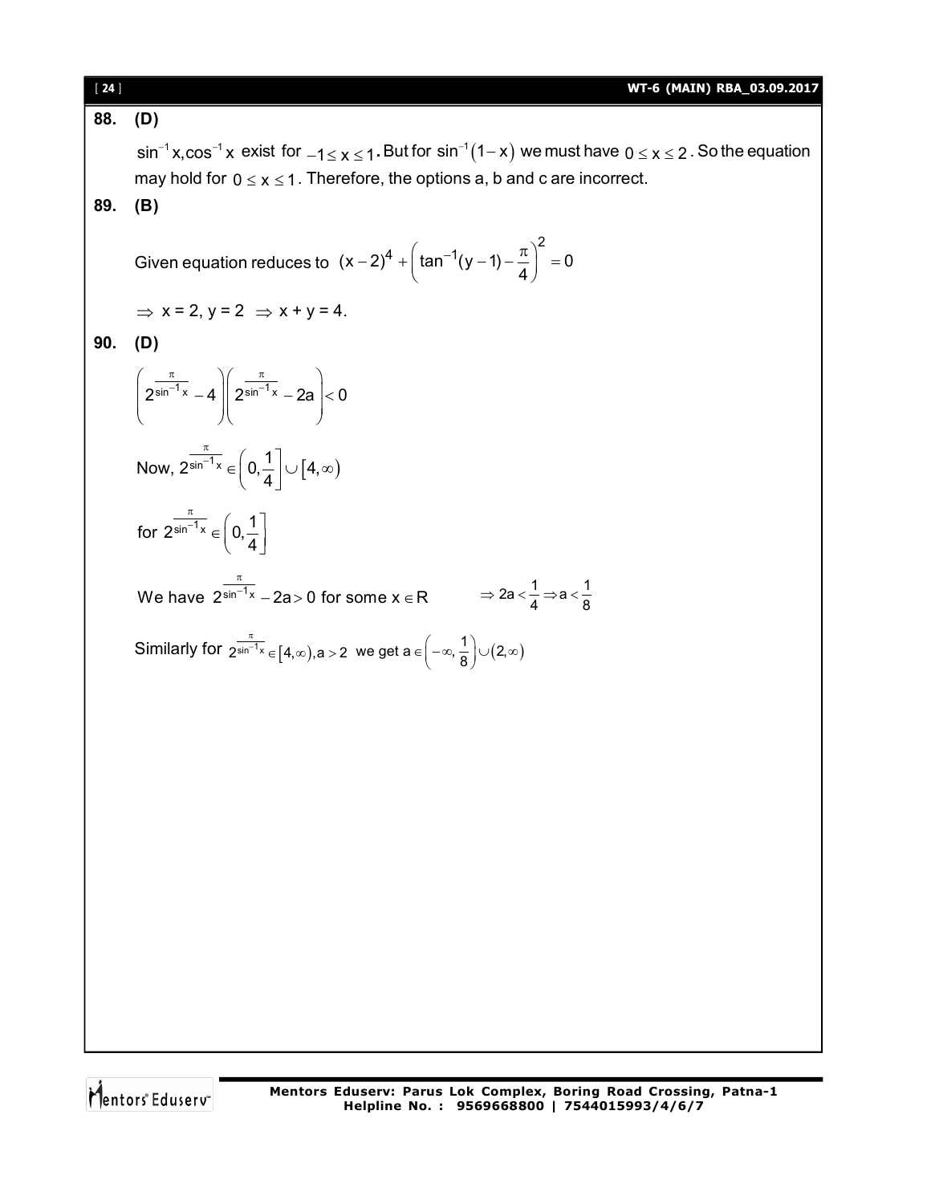**88. (D)**

$\sin^{-1}x, \cos^{-1}x$ exist for $-1 \le x \le 1$. But for $\sin^{-1}(1-x)$ we must have $0 \le x \le 2$. So the equation may hold for $0 \le x \le 1$. Therefore, the options a, b and c are incorrect.

**89. (B)**

Given equation reduces to $(x-2)^4 + \left(\tan^{-1}(y-1) - \frac{\pi}{4}\right)^2 = 0$

$\Rightarrow$ x = 2, y = 2 $\Rightarrow$ x + y = 4.

**90. (D)**

$$\left(2^{\frac{\pi}{\sin^{-1}x}} - 4\right)\left(2^{\frac{\pi}{\sin^{-1}x}} - 2a\right) < 0$$

Now, $2^{\frac{\pi}{\sin^{-1}x}} \in \left(0, \frac{1}{4}\right] \cup [4, \infty)$

for $2^{\frac{\pi}{\sin^{-1}x}} \in \left(0, \frac{1}{4}\right]$

We have $2^{\frac{\pi}{\sin^{-1}x}} - 2a > 0$ for some $x \in R$ $\Rightarrow 2a < \frac{1}{4} \Rightarrow a < \frac{1}{8}$

Similarly for $2^{\frac{\pi}{\sin^{-1}x}} \in [4, \infty), a > 2$ we get $a \in \left(-\infty, \frac{1}{8}\right) \cup (2, \infty)$